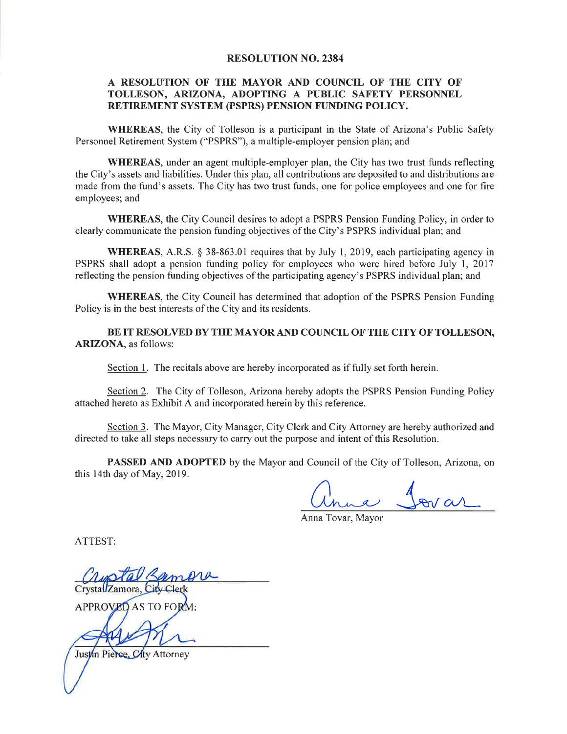# RESOLUTION NO. 2384

## A RESOLUTION OF THE MAYOR AND COUNCIL OF THE CITY OF TOLLESON, ARIZONA, ADOPTING A PUBLIC SAFETY PERSONNEL RETIREMENT SYSTEM (PSPRS) PENSION FUNDING POLICY.

**WHEREAS**, the City of Tolleson is a participant in the State of Arizona's Public Safety Personnel Retirement System ("PSPRS"), a multiple-employer pension plan; and

**WHEREAS**, under an agent multiple-employer plan, the City has two trust funds reflecting the City's assets and liabilities. Under this plan, all contributions are deposited to and distributions are made from the fund's assets. The City has two trust funds, one for police employees and one for fire employees; and

**WHEREAS**, the City Council desires to adopt a PSPRS Pension Funding Policy, in order to clearly communicate the pension funding objectives of the City's PSPRS individual plan; and

**WHEREAS**, A.R.S. § 38-863.01 requires that by July 1, 2019, each participating agency in PSPRS shall adopt a pension funding policy for employees who were hired before July 1, 2017 reflecting the pension funding objectives of the participating agency's PSPRS individual plan; and

**WHEREAS**, the City Council has determined that adoption of the PSPRS Pension Funding Policy is in the best interests of the City and its residents.

**BE IT RESOLVED BY THE MAYOR AND COUNCIL OF THE CITY OF TOLLESON, ARIZONA**, as follows:

Section 1. The recitals above are hereby incorporated as if fully set forth herein.

Section 2. The City of Tolleson, Arizona hereby adopts the PSPRS Pension Funding Policy attached hereto as Exhibit A and incorporated herein by this reference.

Section 3. The Mayor, City Manager, City Clerk and City Attorney are hereby authorized and directed to take all steps necessary to carry out the purpose and intent of this Resolution.

**PASSED AND ADOPTED** by the Mayor and Council of the City of Tolleson, Arizona, on this 14th day of May, 2019.

Anna Tovar, Mayor

ATTEST:

Crystal Zamora, City Clerk

APPROVED AS TO FORM:

Justin Pierce, City Attorney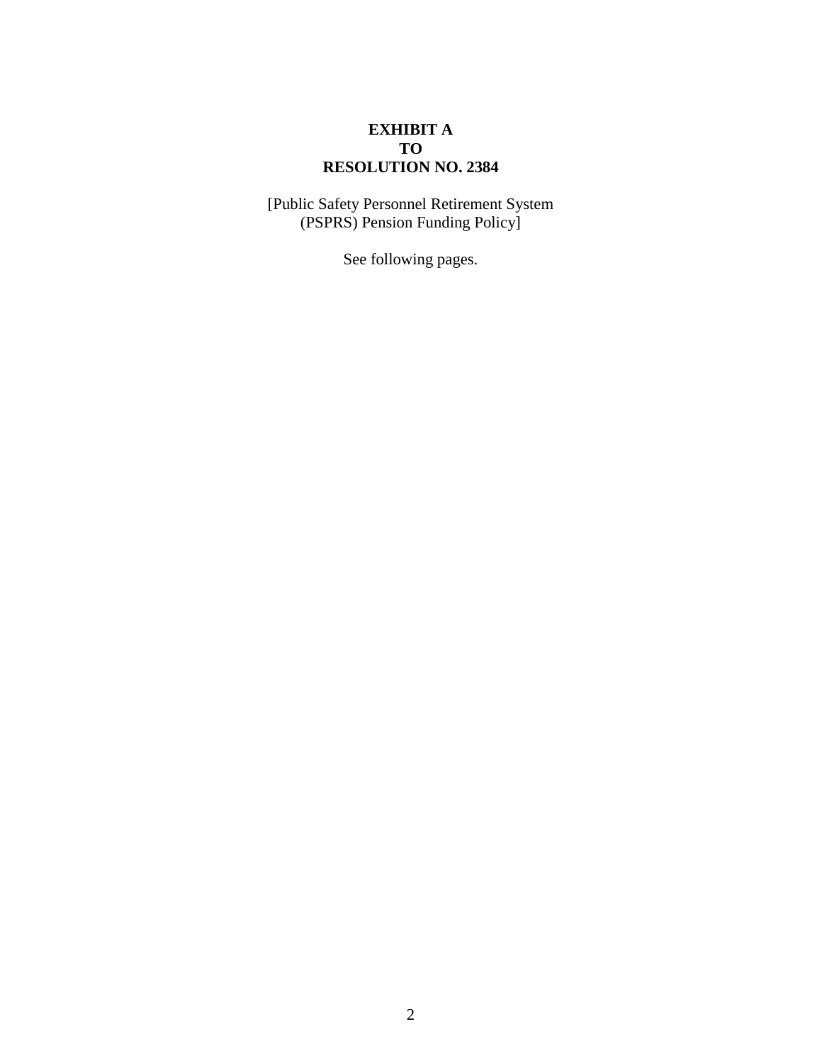**EXHIBIT A**
**TO**
**RESOLUTION NO. 2384**

[Public Safety Personnel Retirement System (PSPRS) Pension Funding Policy]

See following pages.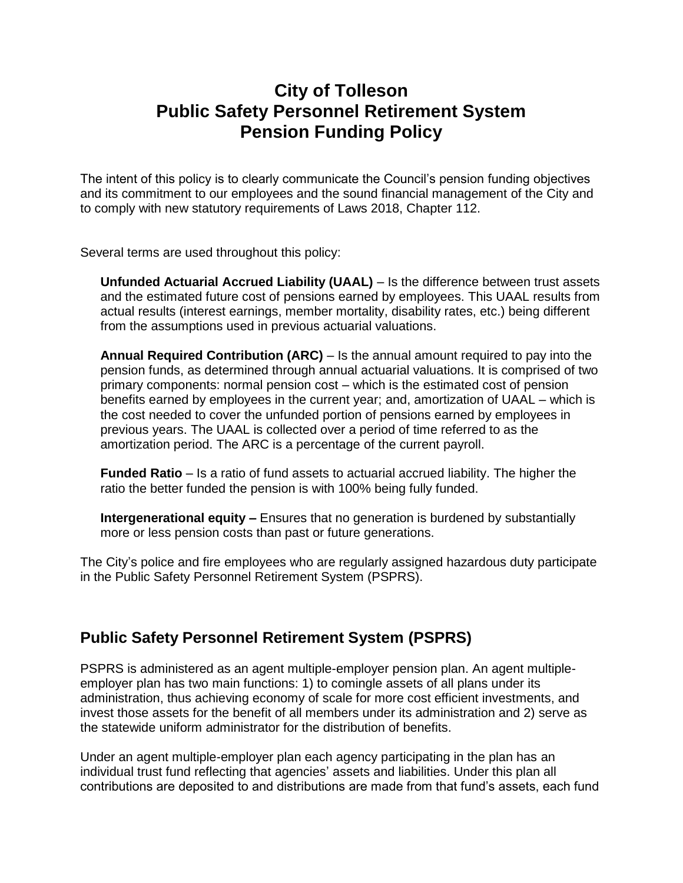# City of Tolleson
# Public Safety Personnel Retirement System
# Pension Funding Policy

The intent of this policy is to clearly communicate the Council's pension funding objectives and its commitment to our employees and the sound financial management of the City and to comply with new statutory requirements of Laws 2018, Chapter 112.

Several terms are used throughout this policy:

**Unfunded Actuarial Accrued Liability (UAAL)** – Is the difference between trust assets and the estimated future cost of pensions earned by employees. This UAAL results from actual results (interest earnings, member mortality, disability rates, etc.) being different from the assumptions used in previous actuarial valuations.

**Annual Required Contribution (ARC)** – Is the annual amount required to pay into the pension funds, as determined through annual actuarial valuations. It is comprised of two primary components: normal pension cost – which is the estimated cost of pension benefits earned by employees in the current year; and, amortization of UAAL – which is the cost needed to cover the unfunded portion of pensions earned by employees in previous years. The UAAL is collected over a period of time referred to as the amortization period. The ARC is a percentage of the current payroll.

**Funded Ratio** – Is a ratio of fund assets to actuarial accrued liability. The higher the ratio the better funded the pension is with 100% being fully funded.

**Intergenerational equity –** Ensures that no generation is burdened by substantially more or less pension costs than past or future generations.

The City's police and fire employees who are regularly assigned hazardous duty participate in the Public Safety Personnel Retirement System (PSPRS).

## Public Safety Personnel Retirement System (PSPRS)

PSPRS is administered as an agent multiple-employer pension plan. An agent multiple-employer plan has two main functions: 1) to comingle assets of all plans under its administration, thus achieving economy of scale for more cost efficient investments, and invest those assets for the benefit of all members under its administration and 2) serve as the statewide uniform administrator for the distribution of benefits.

Under an agent multiple-employer plan each agency participating in the plan has an individual trust fund reflecting that agencies' assets and liabilities. Under this plan all contributions are deposited to and distributions are made from that fund's assets, each fund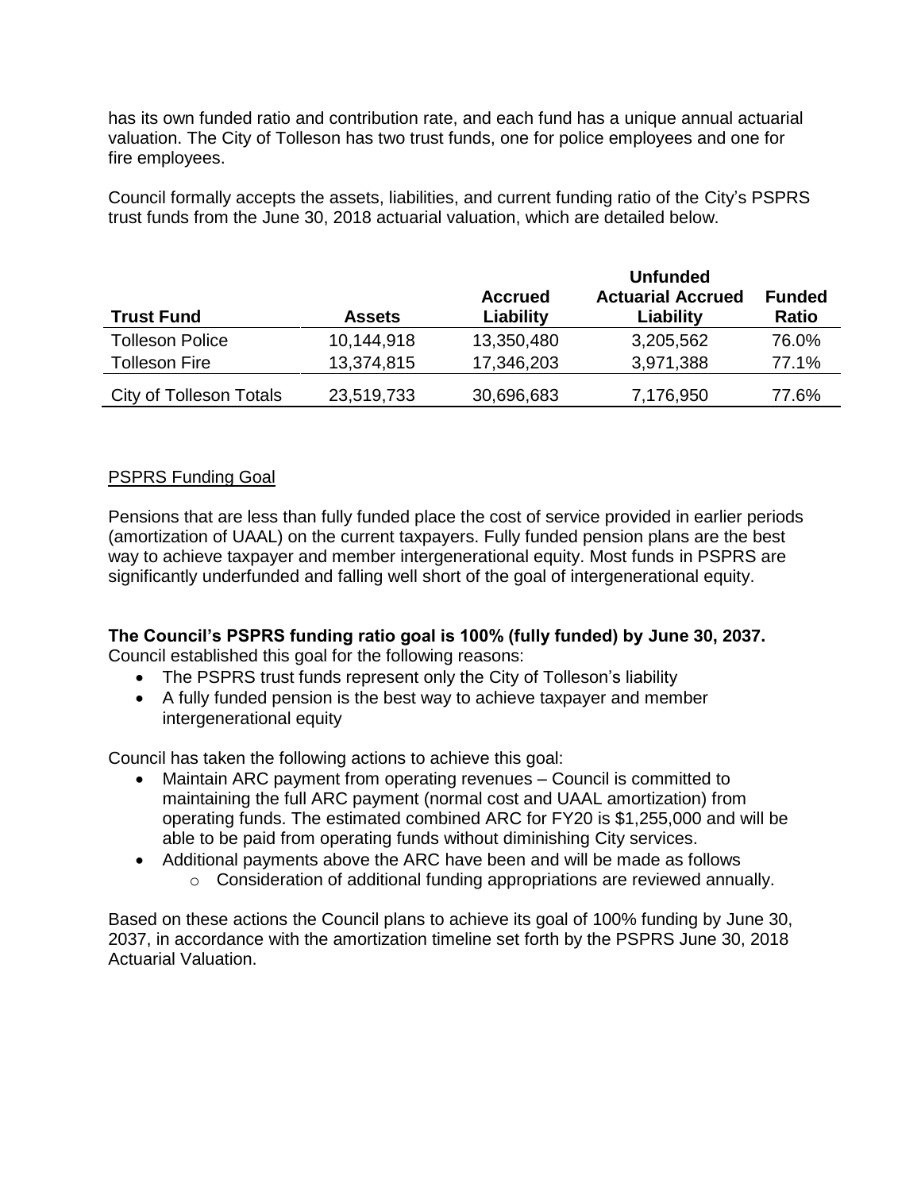has its own funded ratio and contribution rate, and each fund has a unique annual actuarial valuation. The City of Tolleson has two trust funds, one for police employees and one for fire employees.

Council formally accepts the assets, liabilities, and current funding ratio of the City's PSPRS trust funds from the June 30, 2018 actuarial valuation, which are detailed below.

| Trust Fund | Assets | Accrued Liability | Unfunded Actuarial Accrued Liability | Funded Ratio |
|---|---|---|---|---|
| Tolleson Police | 10,144,918 | 13,350,480 | 3,205,562 | 76.0% |
| Tolleson Fire | 13,374,815 | 17,346,203 | 3,971,388 | 77.1% |
| City of Tolleson Totals | 23,519,733 | 30,696,683 | 7,176,950 | 77.6% |

PSPRS Funding Goal

Pensions that are less than fully funded place the cost of service provided in earlier periods (amortization of UAAL) on the current taxpayers. Fully funded pension plans are the best way to achieve taxpayer and member intergenerational equity. Most funds in PSPRS are significantly underfunded and falling well short of the goal of intergenerational equity.

**The Council's PSPRS funding ratio goal is 100% (fully funded) by June 30, 2037.**
Council established this goal for the following reasons:

- The PSPRS trust funds represent only the City of Tolleson's liability
- A fully funded pension is the best way to achieve taxpayer and member intergenerational equity

Council has taken the following actions to achieve this goal:

- Maintain ARC payment from operating revenues – Council is committed to maintaining the full ARC payment (normal cost and UAAL amortization) from operating funds. The estimated combined ARC for FY20 is $1,255,000 and will be able to be paid from operating funds without diminishing City services.
- Additional payments above the ARC have been and will be made as follows
  - Consideration of additional funding appropriations are reviewed annually.

Based on these actions the Council plans to achieve its goal of 100% funding by June 30, 2037, in accordance with the amortization timeline set forth by the PSPRS June 30, 2018 Actuarial Valuation.